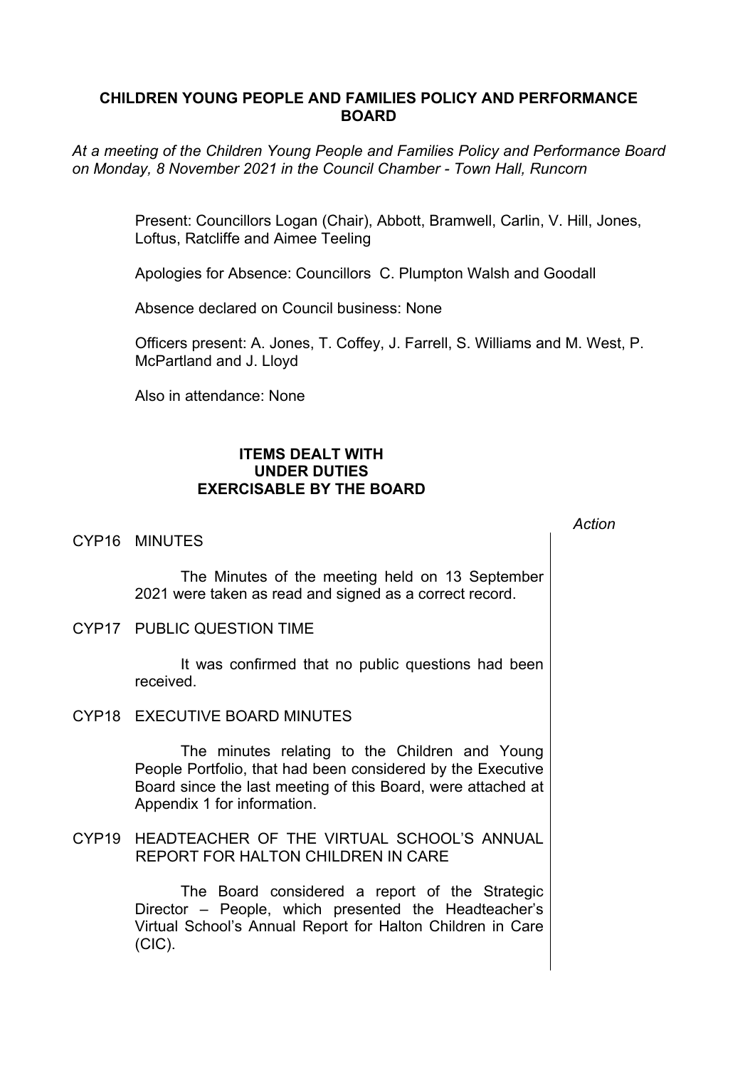# CHILDREN YOUNG PEOPLE AND FAMILIES POLICY AND PERFORMANCE BOARD

*At a meeting of the Children Young People and Families Policy and Performance Board on Monday, 8 November 2021 in the Council Chamber - Town Hall, Runcorn*

Present: Councillors Logan (Chair), Abbott, Bramwell, Carlin, V. Hill, Jones, Loftus, Ratcliffe and Aimee Teeling

Apologies for Absence: Councillors C. Plumpton Walsh and Goodall

Absence declared on Council business: None

Officers present: A. Jones, T. Coffey, J. Farrell, S. Williams and M. West, P. McPartland and J. Lloyd

Also in attendance: None

## ITEMS DEALT WITH UNDER DUTIES EXERCISABLE BY THE BOARD

*Action*

CYP16 MINUTES

The Minutes of the meeting held on 13 September 2021 were taken as read and signed as a correct record.

CYP17 PUBLIC QUESTION TIME

It was confirmed that no public questions had been received.

CYP18 EXECUTIVE BOARD MINUTES

The minutes relating to the Children and Young People Portfolio, that had been considered by the Executive Board since the last meeting of this Board, were attached at Appendix 1 for information.

CYP19 HEADTEACHER OF THE VIRTUAL SCHOOL'S ANNUAL REPORT FOR HALTON CHILDREN IN CARE

The Board considered a report of the Strategic Director – People, which presented the Headteacher's Virtual School's Annual Report for Halton Children in Care (CIC).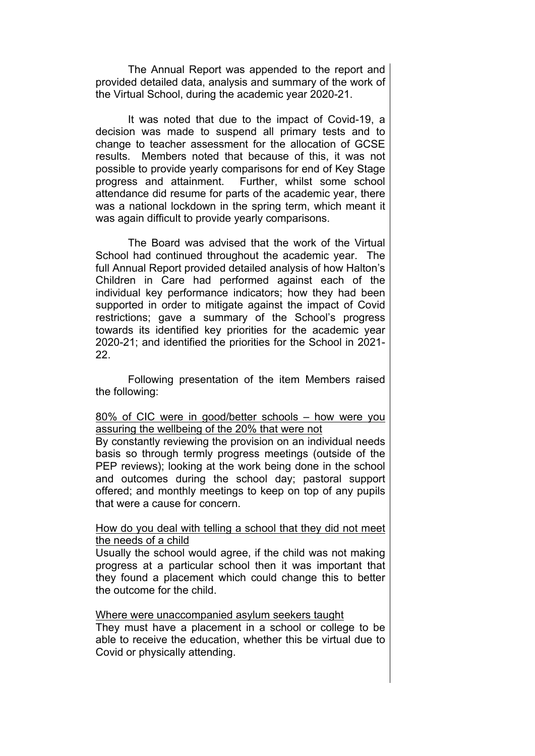The Annual Report was appended to the report and provided detailed data, analysis and summary of the work of the Virtual School, during the academic year 2020-21.

It was noted that due to the impact of Covid-19, a decision was made to suspend all primary tests and to change to teacher assessment for the allocation of GCSE results. Members noted that because of this, it was not possible to provide yearly comparisons for end of Key Stage progress and attainment. Further, whilst some school attendance did resume for parts of the academic year, there was a national lockdown in the spring term, which meant it was again difficult to provide yearly comparisons.

The Board was advised that the work of the Virtual School had continued throughout the academic year. The full Annual Report provided detailed analysis of how Halton's Children in Care had performed against each of the individual key performance indicators; how they had been supported in order to mitigate against the impact of Covid restrictions; gave a summary of the School's progress towards its identified key priorities for the academic year 2020-21; and identified the priorities for the School in 2021-22.

Following presentation of the item Members raised the following:

<u>80% of CIC were in good/better schools – how were you assuring the wellbeing of the 20% that were not</u>
By constantly reviewing the provision on an individual needs basis so through termly progress meetings (outside of the PEP reviews); looking at the work being done in the school and outcomes during the school day; pastoral support offered; and monthly meetings to keep on top of any pupils that were a cause for concern.

<u>How do you deal with telling a school that they did not meet the needs of a child</u>
Usually the school would agree, if the child was not making progress at a particular school then it was important that they found a placement which could change this to better the outcome for the child.

<u>Where were unaccompanied asylum seekers taught</u>
They must have a placement in a school or college to be able to receive the education, whether this be virtual due to Covid or physically attending.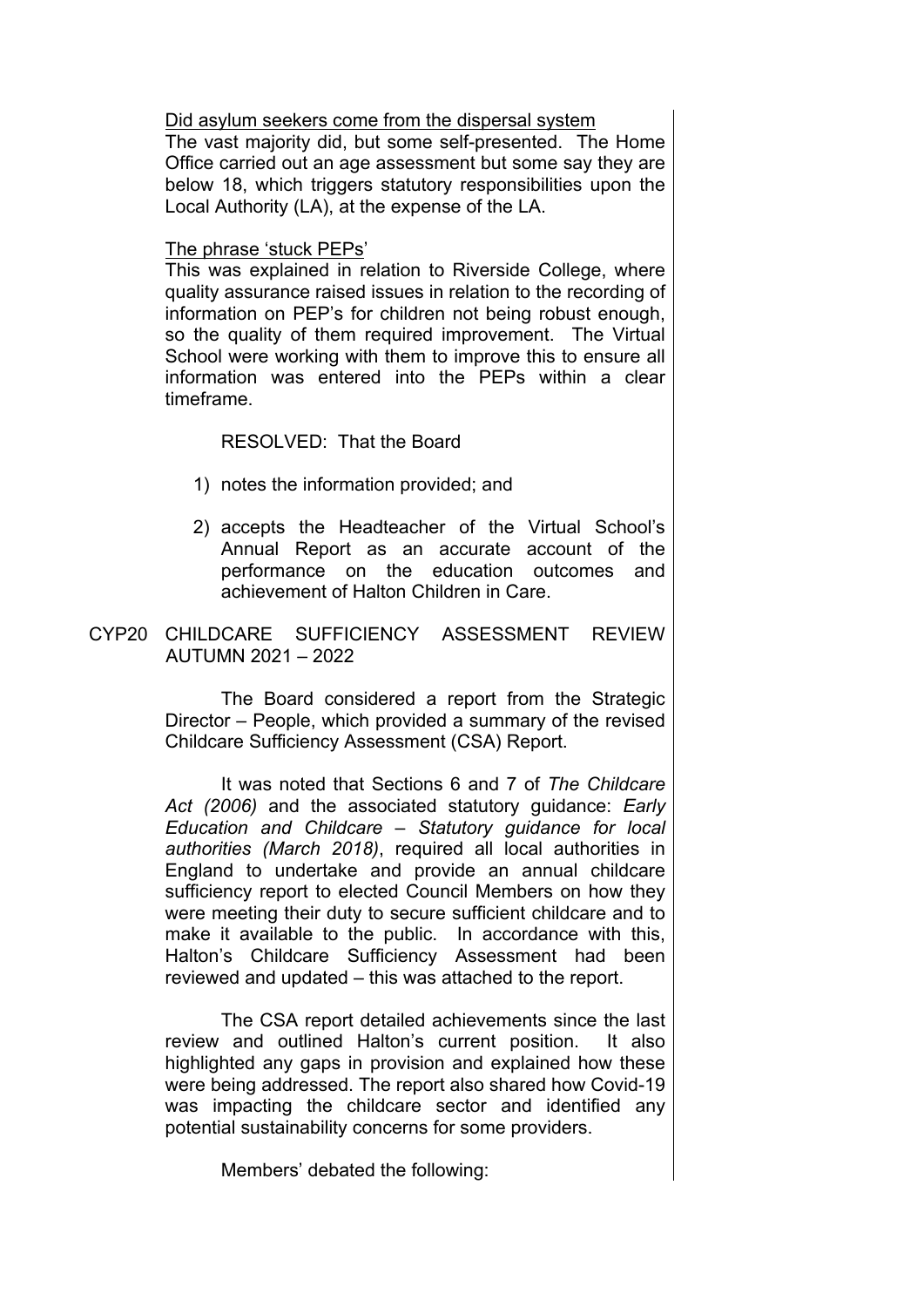Did asylum seekers come from the dispersal system

The vast majority did, but some self-presented. The Home Office carried out an age assessment but some say they are below 18, which triggers statutory responsibilities upon the Local Authority (LA), at the expense of the LA.

The phrase 'stuck PEPs'

This was explained in relation to Riverside College, where quality assurance raised issues in relation to the recording of information on PEP's for children not being robust enough, so the quality of them required improvement. The Virtual School were working with them to improve this to ensure all information was entered into the PEPs within a clear timeframe.

RESOLVED: That the Board

1) notes the information provided; and
2) accepts the Headteacher of the Virtual School's Annual Report as an accurate account of the performance on the education outcomes and achievement of Halton Children in Care.

CYP20 CHILDCARE SUFFICIENCY ASSESSMENT REVIEW AUTUMN 2021 – 2022

The Board considered a report from the Strategic Director – People, which provided a summary of the revised Childcare Sufficiency Assessment (CSA) Report.

It was noted that Sections 6 and 7 of *The Childcare Act (2006)* and the associated statutory guidance: *Early Education and Childcare – Statutory guidance for local authorities (March 2018)*, required all local authorities in England to undertake and provide an annual childcare sufficiency report to elected Council Members on how they were meeting their duty to secure sufficient childcare and to make it available to the public. In accordance with this, Halton's Childcare Sufficiency Assessment had been reviewed and updated – this was attached to the report.

The CSA report detailed achievements since the last review and outlined Halton's current position. It also highlighted any gaps in provision and explained how these were being addressed. The report also shared how Covid-19 was impacting the childcare sector and identified any potential sustainability concerns for some providers.

Members' debated the following: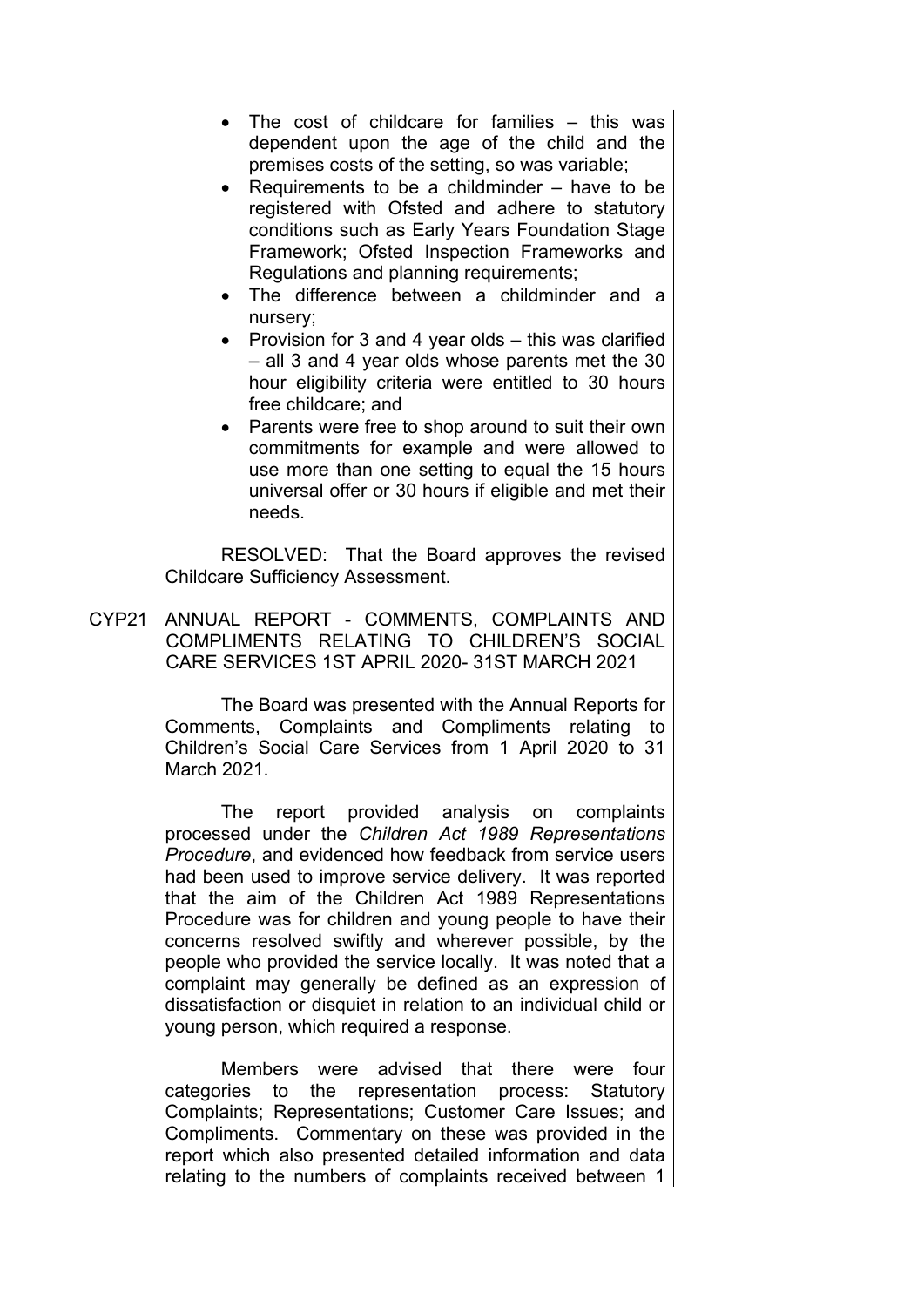- The cost of childcare for families – this was dependent upon the age of the child and the premises costs of the setting, so was variable;
- Requirements to be a childminder – have to be registered with Ofsted and adhere to statutory conditions such as Early Years Foundation Stage Framework; Ofsted Inspection Frameworks and Regulations and planning requirements;
- The difference between a childminder and a nursery;
- Provision for 3 and 4 year olds – this was clarified – all 3 and 4 year olds whose parents met the 30 hour eligibility criteria were entitled to 30 hours free childcare; and
- Parents were free to shop around to suit their own commitments for example and were allowed to use more than one setting to equal the 15 hours universal offer or 30 hours if eligible and met their needs.

RESOLVED: That the Board approves the revised Childcare Sufficiency Assessment.

CYP21 ANNUAL REPORT - COMMENTS, COMPLAINTS AND COMPLIMENTS RELATING TO CHILDREN'S SOCIAL CARE SERVICES 1ST APRIL 2020- 31ST MARCH 2021

The Board was presented with the Annual Reports for Comments, Complaints and Compliments relating to Children's Social Care Services from 1 April 2020 to 31 March 2021.

The report provided analysis on complaints processed under the *Children Act 1989 Representations Procedure*, and evidenced how feedback from service users had been used to improve service delivery. It was reported that the aim of the Children Act 1989 Representations Procedure was for children and young people to have their concerns resolved swiftly and wherever possible, by the people who provided the service locally. It was noted that a complaint may generally be defined as an expression of dissatisfaction or disquiet in relation to an individual child or young person, which required a response.

Members were advised that there were four categories to the representation process: Statutory Complaints; Representations; Customer Care Issues; and Compliments. Commentary on these was provided in the report which also presented detailed information and data relating to the numbers of complaints received between 1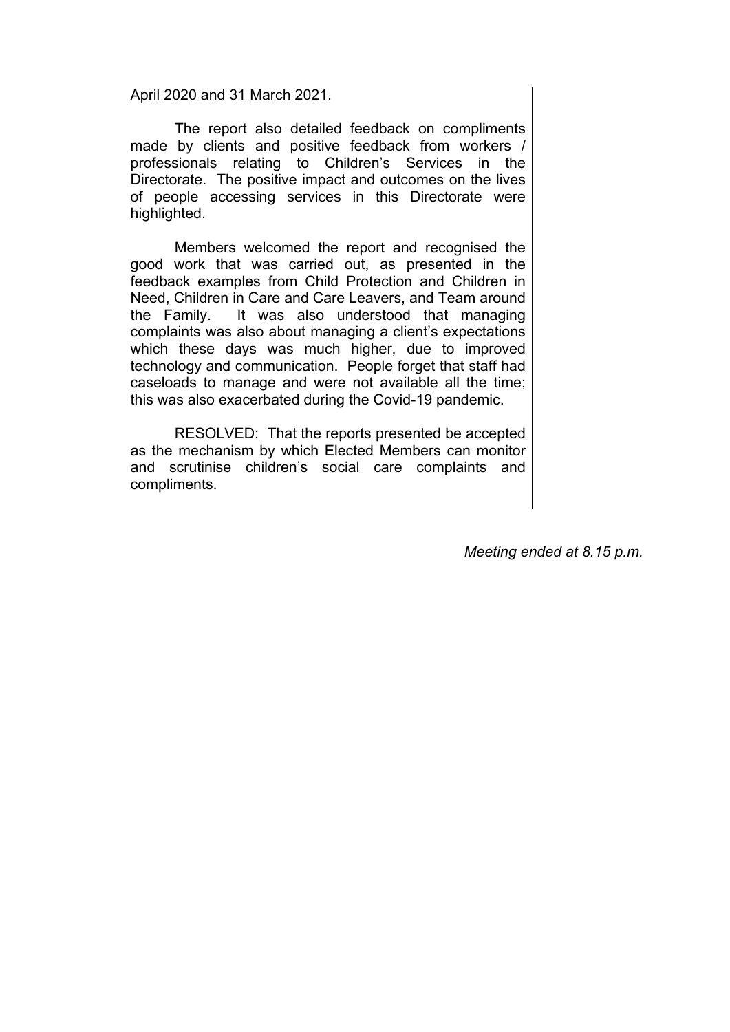April 2020 and 31 March 2021.

The report also detailed feedback on compliments made by clients and positive feedback from workers / professionals relating to Children's Services in the Directorate. The positive impact and outcomes on the lives of people accessing services in this Directorate were highlighted.

Members welcomed the report and recognised the good work that was carried out, as presented in the feedback examples from Child Protection and Children in Need, Children in Care and Care Leavers, and Team around the Family. It was also understood that managing complaints was also about managing a client's expectations which these days was much higher, due to improved technology and communication. People forget that staff had caseloads to manage and were not available all the time; this was also exacerbated during the Covid-19 pandemic.

RESOLVED: That the reports presented be accepted as the mechanism by which Elected Members can monitor and scrutinise children's social care complaints and compliments.

*Meeting ended at 8.15 p.m.*